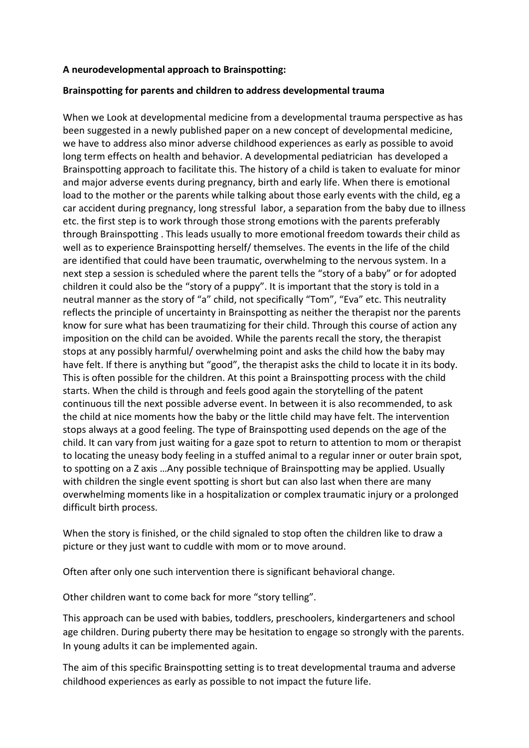**A neurodevelopmental approach to Brainspotting:**

**Brainspotting for parents and children to address developmental trauma**

When we Look at developmental medicine from a developmental trauma perspective as has been suggested in a newly published paper on a new concept of developmental medicine, we have to address also minor adverse childhood experiences as early as possible to avoid long term effects on health and behavior. A developmental pediatrician has developed a Brainspotting approach to facilitate this. The history of a child is taken to evaluate for minor and major adverse events during pregnancy, birth and early life. When there is emotional load to the mother or the parents while talking about those early events with the child, eg a car accident during pregnancy, long stressful labor, a separation from the baby due to illness etc. the first step is to work through those strong emotions with the parents preferably through Brainspotting . This leads usually to more emotional freedom towards their child as well as to experience Brainspotting herself/ themselves. The events in the life of the child are identified that could have been traumatic, overwhelming to the nervous system. In a next step a session is scheduled where the parent tells the "story of a baby" or for adopted children it could also be the "story of a puppy". It is important that the story is told in a neutral manner as the story of "a" child, not specifically "Tom", "Eva" etc. This neutrality reflects the principle of uncertainty in Brainspotting as neither the therapist nor the parents know for sure what has been traumatizing for their child. Through this course of action any imposition on the child can be avoided. While the parents recall the story, the therapist stops at any possibly harmful/ overwhelming point and asks the child how the baby may have felt. If there is anything but "good", the therapist asks the child to locate it in its body. This is often possible for the children. At this point a Brainspotting process with the child starts. When the child is through and feels good again the storytelling of the patent continuous till the next possible adverse event. In between it is also recommended, to ask the child at nice moments how the baby or the little child may have felt. The intervention stops always at a good feeling. The type of Brainspotting used depends on the age of the child. It can vary from just waiting for a gaze spot to return to attention to mom or therapist to locating the uneasy body feeling in a stuffed animal to a regular inner or outer brain spot, to spotting on a Z axis …Any possible technique of Brainspotting may be applied. Usually with children the single event spotting is short but can also last when there are many overwhelming moments like in a hospitalization or complex traumatic injury or a prolonged difficult birth process.

When the story is finished, or the child signaled to stop often the children like to draw a picture or they just want to cuddle with mom or to move around.

Often after only one such intervention there is significant behavioral change.

Other children want to come back for more "story telling".

This approach can be used with babies, toddlers, preschoolers, kindergarteners and school age children. During puberty there may be hesitation to engage so strongly with the parents. In young adults it can be implemented again.

The aim of this specific Brainspotting setting is to treat developmental trauma and adverse childhood experiences as early as possible to not impact the future life.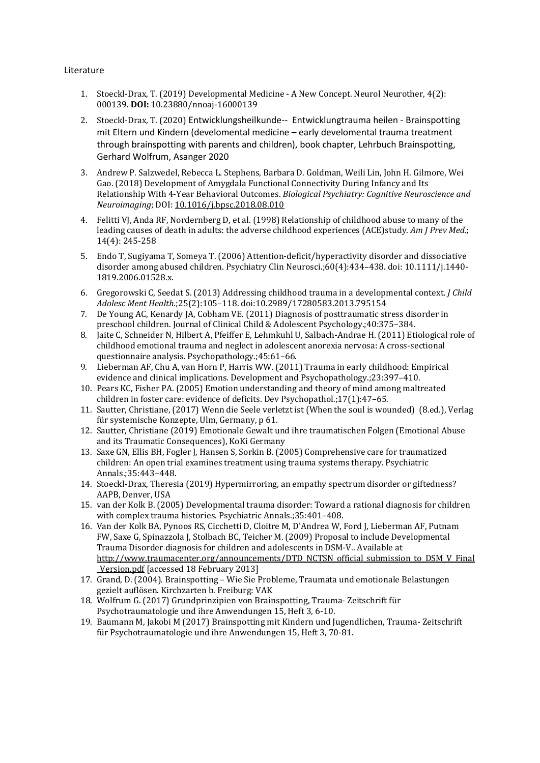Literature

1. Stoeckl-Drax, T. (2019) Developmental Medicine - A New Concept. Neurol Neurother, 4(2): 000139. **DOI:** 10.23880/nnoaj-16000139
2. Stoeckl-Drax, T. (2020) Entwicklungsheilkunde-- Entwicklungtrauma heilen - Brainspotting mit Eltern und Kindern (develomental medicine – early develomental trauma treatment through brainspotting with parents and children), book chapter, Lehrbuch Brainspotting, Gerhard Wolfrum, Asanger 2020
3. Andrew P. Salzwedel, Rebecca L. Stephens, Barbara D. Goldman, Weili Lin, John H. Gilmore, Wei Gao. (2018) Development of Amygdala Functional Connectivity During Infancy and Its Relationship With 4-Year Behavioral Outcomes. *Biological Psychiatry: Cognitive Neuroscience and Neuroimaging*; DOI: 10.1016/j.bpsc.2018.08.010
4. Felitti VJ, Anda RF, Nordernberg D, et al. (1998) Relationship of childhood abuse to many of the leading causes of death in adults: the adverse childhood experiences (ACE)study. *Am J Prev Med.*; 14(4): 245-258
5. Endo T, Sugiyama T, Someya T. (2006) Attention-deficit/hyperactivity disorder and dissociative disorder among abused children. Psychiatry Clin Neurosci.;60(4):434–438. doi: 10.1111/j.1440-1819.2006.01528.x.
6. Gregorowski C, Seedat S. (2013) Addressing childhood trauma in a developmental context. *J Child Adolesc Ment Health.*;25(2):105–118. doi:10.2989/17280583.2013.795154
7. De Young AC, Kenardy JA, Cobham VE. (2011) Diagnosis of posttraumatic stress disorder in preschool children. Journal of Clinical Child & Adolescent Psychology.;40:375–384.
8. Jaite C, Schneider N, Hilbert A, Pfeiffer E, Lehmkuhl U, Salbach-Andrae H. (2011) Etiological role of childhood emotional trauma and neglect in adolescent anorexia nervosa: A cross-sectional questionnaire analysis. Psychopathology.;45:61–66.
9. Lieberman AF, Chu A, van Horn P, Harris WW. (2011) Trauma in early childhood: Empirical evidence and clinical implications. Development and Psychopathology.;23:397–410.
10. Pears KC, Fisher PA. (2005) Emotion understanding and theory of mind among maltreated children in foster care: evidence of deficits. Dev Psychopathol.;17(1):47–65.
11. Sautter, Christiane, (2017) Wenn die Seele verletzt ist (When the soul is wounded) (8.ed.), Verlag für systemische Konzepte, Ulm, Germany, p 61.
12. Sautter, Christiane (2019) Emotionale Gewalt und ihre traumatischen Folgen (Emotional Abuse and its Traumatic Consequences), KoKi Germany
13. Saxe GN, Ellis BH, Fogler J, Hansen S, Sorkin B. (2005) Comprehensive care for traumatized children: An open trial examines treatment using trauma systems therapy. Psychiatric Annals.;35:443–448.
14. Stoeckl-Drax, Theresia (2019) Hypermirroring, an empathy spectrum disorder or giftedness? AAPB, Denver, USA
15. van der Kolk B. (2005) Developmental trauma disorder: Toward a rational diagnosis for children with complex trauma histories. Psychiatric Annals.;35:401–408.
16. Van der Kolk BA, Pynoos RS, Cicchetti D, Cloitre M, D'Andrea W, Ford J, Lieberman AF, Putnam FW, Saxe G, Spinazzola J, Stolbach BC, Teicher M. (2009) Proposal to include Developmental Trauma Disorder diagnosis for children and adolescents in DSM-V.. Available at http://www.traumacenter.org/announcements/DTD_NCTSN_official_submission_to_DSM_V_Final_Version.pdf [accessed 18 February 2013]
17. Grand, D. (2004). Brainspotting – Wie Sie Probleme, Traumata und emotionale Belastungen gezielt auflösen. Kirchzarten b. Freiburg: VAK
18. Wolfrum G. (2017) Grundprinzipien von Brainspotting, Trauma- Zeitschrift für Psychotraumatologie und ihre Anwendungen 15, Heft 3, 6-10.
19. Baumann M, Jakobi M (2017) Brainspotting mit Kindern und Jugendlichen, Trauma- Zeitschrift für Psychotraumatologie und ihre Anwendungen 15, Heft 3, 70-81.